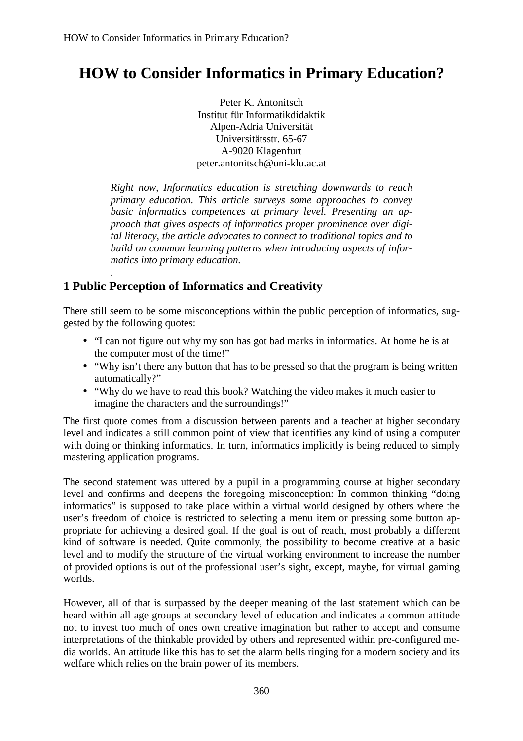# HOW to Consider Informatics in Primary Education?

Peter K. Antonitsch
Institut für Informatikdidaktik
Alpen-Adria Universität
Universitätsstr. 65-67
A-9020 Klagenfurt
peter.antonitsch@uni-klu.ac.at

*Right now, Informatics education is stretching downwards to reach primary education. This article surveys some approaches to convey basic informatics competences at primary level. Presenting an approach that gives aspects of informatics proper prominence over digital literacy, the article advocates to connect to traditional topics and to build on common learning patterns when introducing aspects of informatics into primary education.*

## 1 Public Perception of Informatics and Creativity

There still seem to be some misconceptions within the public perception of informatics, suggested by the following quotes:

- "I can not figure out why my son has got bad marks in informatics. At home he is at the computer most of the time!"
- "Why isn't there any button that has to be pressed so that the program is being written automatically?"
- "Why do we have to read this book? Watching the video makes it much easier to imagine the characters and the surroundings!"

The first quote comes from a discussion between parents and a teacher at higher secondary level and indicates a still common point of view that identifies any kind of using a computer with doing or thinking informatics. In turn, informatics implicitly is being reduced to simply mastering application programs.

The second statement was uttered by a pupil in a programming course at higher secondary level and confirms and deepens the foregoing misconception: In common thinking "doing informatics" is supposed to take place within a virtual world designed by others where the user's freedom of choice is restricted to selecting a menu item or pressing some button appropriate for achieving a desired goal. If the goal is out of reach, most probably a different kind of software is needed. Quite commonly, the possibility to become creative at a basic level and to modify the structure of the virtual working environment to increase the number of provided options is out of the professional user's sight, except, maybe, for virtual gaming worlds.

However, all of that is surpassed by the deeper meaning of the last statement which can be heard within all age groups at secondary level of education and indicates a common attitude not to invest too much of ones own creative imagination but rather to accept and consume interpretations of the thinkable provided by others and represented within pre-configured media worlds. An attitude like this has to set the alarm bells ringing for a modern society and its welfare which relies on the brain power of its members.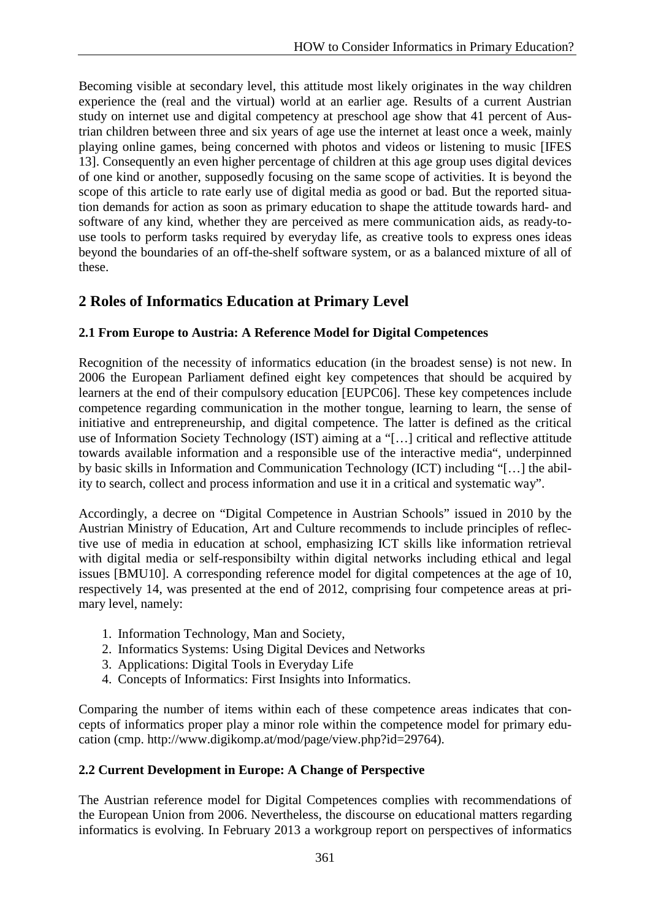Becoming visible at secondary level, this attitude most likely originates in the way children experience the (real and the virtual) world at an earlier age. Results of a current Austrian study on internet use and digital competency at preschool age show that 41 percent of Austrian children between three and six years of age use the internet at least once a week, mainly playing online games, being concerned with photos and videos or listening to music [IFES 13]. Consequently an even higher percentage of children at this age group uses digital devices of one kind or another, supposedly focusing on the same scope of activities. It is beyond the scope of this article to rate early use of digital media as good or bad. But the reported situation demands for action as soon as primary education to shape the attitude towards hard- and software of any kind, whether they are perceived as mere communication aids, as ready-to-use tools to perform tasks required by everyday life, as creative tools to express ones ideas beyond the boundaries of an off-the-shelf software system, or as a balanced mixture of all of these.

## 2 Roles of Informatics Education at Primary Level

### 2.1 From Europe to Austria: A Reference Model for Digital Competences

Recognition of the necessity of informatics education (in the broadest sense) is not new. In 2006 the European Parliament defined eight key competences that should be acquired by learners at the end of their compulsory education [EUPC06]. These key competences include competence regarding communication in the mother tongue, learning to learn, the sense of initiative and entrepreneurship, and digital competence. The latter is defined as the critical use of Information Society Technology (IST) aiming at a "[…] critical and reflective attitude towards available information and a responsible use of the interactive media", underpinned by basic skills in Information and Communication Technology (ICT) including "[…] the ability to search, collect and process information and use it in a critical and systematic way".

Accordingly, a decree on "Digital Competence in Austrian Schools" issued in 2010 by the Austrian Ministry of Education, Art and Culture recommends to include principles of reflective use of media in education at school, emphasizing ICT skills like information retrieval with digital media or self-responsibilty within digital networks including ethical and legal issues [BMU10]. A corresponding reference model for digital competences at the age of 10, respectively 14, was presented at the end of 2012, comprising four competence areas at primary level, namely:

1. Information Technology, Man and Society,
2. Informatics Systems: Using Digital Devices and Networks
3. Applications: Digital Tools in Everyday Life
4. Concepts of Informatics: First Insights into Informatics.

Comparing the number of items within each of these competence areas indicates that concepts of informatics proper play a minor role within the competence model for primary education (cmp. http://www.digikomp.at/mod/page/view.php?id=29764).

### 2.2 Current Development in Europe: A Change of Perspective

The Austrian reference model for Digital Competences complies with recommendations of the European Union from 2006. Nevertheless, the discourse on educational matters regarding informatics is evolving. In February 2013 a workgroup report on perspectives of informatics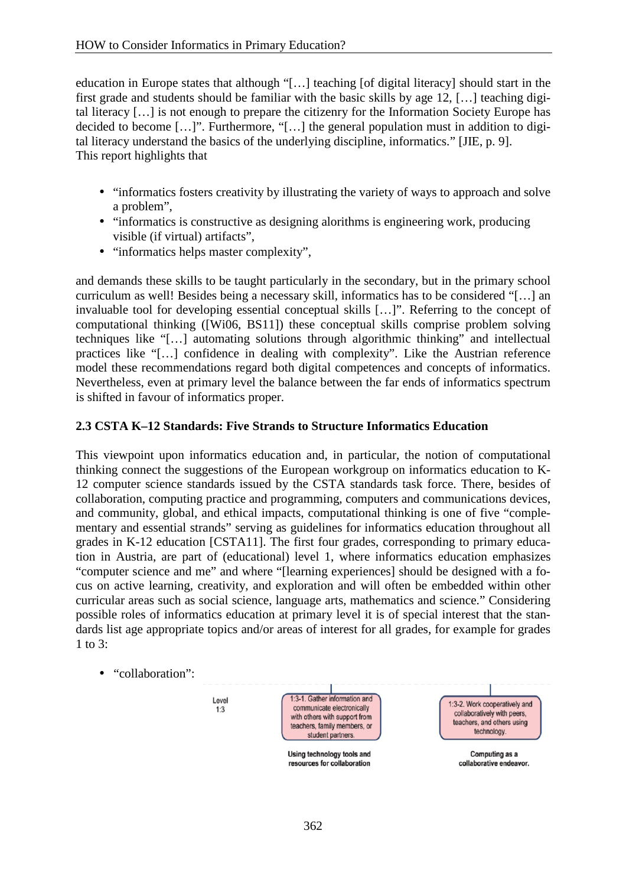education in Europe states that although "[…] teaching [of digital literacy] should start in the first grade and students should be familiar with the basic skills by age 12, […] teaching digital literacy […] is not enough to prepare the citizenry for the Information Society Europe has decided to become […]". Furthermore, "[…] the general population must in addition to digital literacy understand the basics of the underlying discipline, informatics." [JIE, p. 9].
This report highlights that

- "informatics fosters creativity by illustrating the variety of ways to approach and solve a problem",
- "informatics is constructive as designing alorithms is engineering work, producing visible (if virtual) artifacts",
- "informatics helps master complexity",

and demands these skills to be taught particularly in the secondary, but in the primary school curriculum as well! Besides being a necessary skill, informatics has to be considered "[…] an invaluable tool for developing essential conceptual skills […]". Referring to the concept of computational thinking ([Wi06, BS11]) these conceptual skills comprise problem solving techniques like "[…] automating solutions through algorithmic thinking" and intellectual practices like "[…] confidence in dealing with complexity". Like the Austrian reference model these recommendations regard both digital competences and concepts of informatics. Nevertheless, even at primary level the balance between the far ends of informatics spectrum is shifted in favour of informatics proper.

### 2.3 CSTA K–12 Standards: Five Strands to Structure Informatics Education

This viewpoint upon informatics education and, in particular, the notion of computational thinking connect the suggestions of the European workgroup on informatics education to K-12 computer science standards issued by the CSTA standards task force. There, besides of collaboration, computing practice and programming, computers and communications devices, and community, global, and ethical impacts, computational thinking is one of five "complementary and essential strands" serving as guidelines for informatics education throughout all grades in K-12 education [CSTA11]. The first four grades, corresponding to primary education in Austria, are part of (educational) level 1, where informatics education emphasizes "computer science and me" and where "[learning experiences] should be designed with a focus on active learning, creativity, and exploration and will often be embedded within other curricular areas such as social science, language arts, mathematics and science." Considering possible roles of informatics education at primary level it is of special interest that the standards list age appropriate topics and/or areas of interest for all grades, for example for grades 1 to 3:

- "collaboration":

| Level 1:3 | 1:3-1. Gather information and communicate electronically with others with support from teachers, family members, or student partners. | 1:3-2. Work cooperatively and collaboratively with peers, teachers, and others using technology. |
|---|---|---|
| | Using technology tools and resources for collaboration | Computing as a collaborative endeavor. |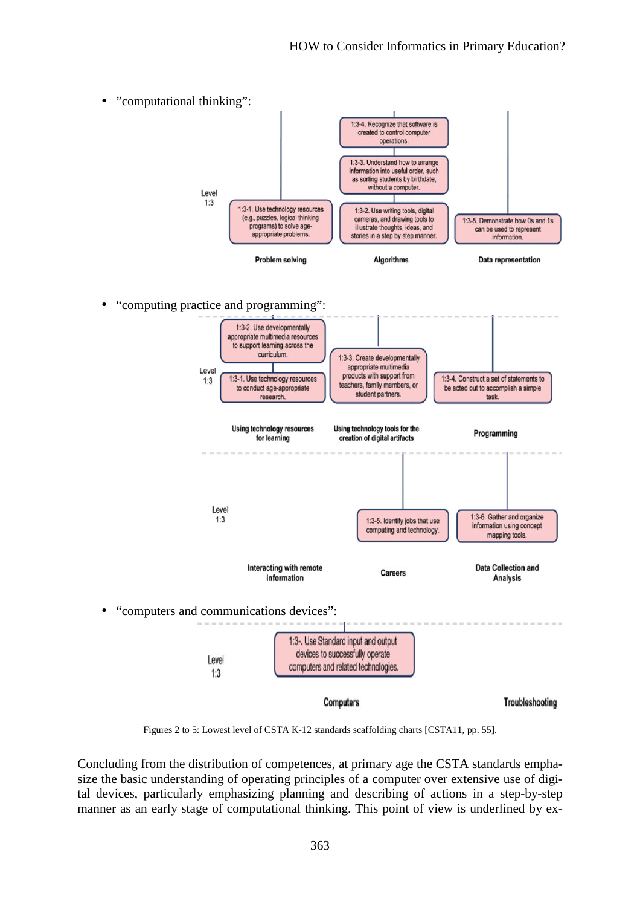- "computational thinking":

Level 1:3

| Problem solving | Algorithms | Data representation |
|---|---|---|
| | 1:3-4. Recognize that software is created to control computer operations. | |
| | 1:3-3. Understand how to arrange information into useful order, such as sorting students by birthdate, without a computer. | |
| 1:3-1. Use technology resources (e.g., puzzles, logical thinking programs) to solve age-appropriate problems. | 1:3-2. Use writing tools, digital cameras, and drawing tools to illustrate thoughts, ideas, and stories in a step by step manner. | 1:3-5. Demonstrate how 0s and 1s can be used to represent information. |

- "computing practice and programming":

Level 1:3

| Using technology resources for learning | Using technology tools for the creation of digital artifacts | Programming |
|---|---|---|
| 1:3-2. Use developmentally appropriate multimedia resources to support learning across the curriculum. | | |
| 1:3-1. Use technology resources to conduct age-appropriate research. | 1:3-3. Create developmentally appropriate multimedia products with support from teachers, family members, or student partners. | 1:3-4. Construct a set of statements to be acted out to accomplish a simple task. |

Level 1:3

| Interacting with remote information | Careers | Data Collection and Analysis |
|---|---|---|
| | 1:3-5. Identify jobs that use computing and technology. | 1:3-6. Gather and organize information using concept mapping tools. |

- "computers and communications devices":

Level 1:3

| Computers | Troubleshooting |
|---|---|
| 1:3-. Use Standard input and output devices to successfully operate computers and related technologies. | |

Figures 2 to 5: Lowest level of CSTA K-12 standards scaffolding charts [CSTA11, pp. 55].

Concluding from the distribution of competences, at primary age the CSTA standards emphasize the basic understanding of operating principles of a computer over extensive use of digital devices, particularly emphasizing planning and describing of actions in a step-by-step manner as an early stage of computational thinking. This point of view is underlined by ex-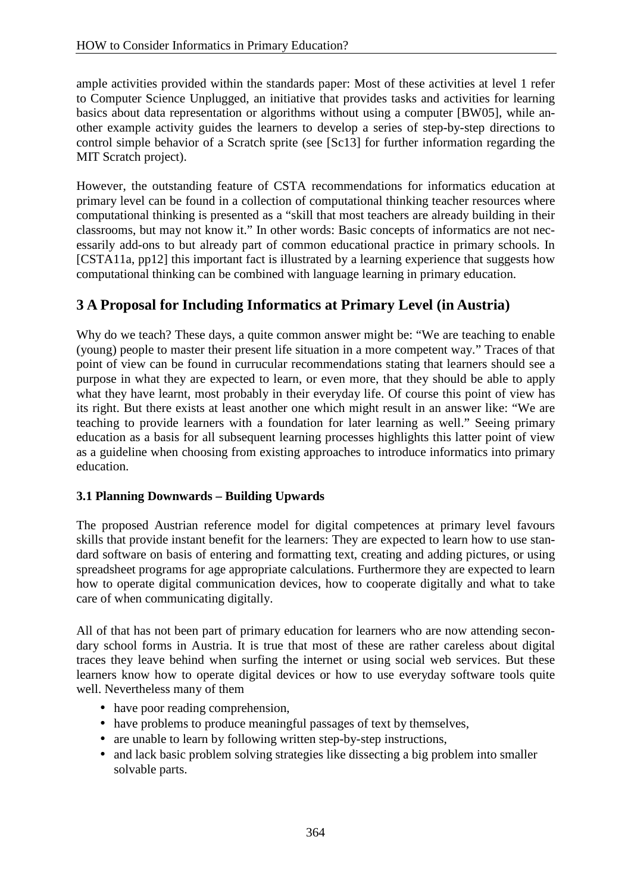ample activities provided within the standards paper: Most of these activities at level 1 refer to Computer Science Unplugged, an initiative that provides tasks and activities for learning basics about data representation or algorithms without using a computer [BW05], while another example activity guides the learners to develop a series of step-by-step directions to control simple behavior of a Scratch sprite (see [Sc13] for further information regarding the MIT Scratch project).

However, the outstanding feature of CSTA recommendations for informatics education at primary level can be found in a collection of computational thinking teacher resources where computational thinking is presented as a "skill that most teachers are already building in their classrooms, but may not know it." In other words: Basic concepts of informatics are not necessarily add-ons to but already part of common educational practice in primary schools. In [CSTA11a, pp12] this important fact is illustrated by a learning experience that suggests how computational thinking can be combined with language learning in primary education.

## 3 A Proposal for Including Informatics at Primary Level (in Austria)

Why do we teach? These days, a quite common answer might be: "We are teaching to enable (young) people to master their present life situation in a more competent way." Traces of that point of view can be found in currucular recommendations stating that learners should see a purpose in what they are expected to learn, or even more, that they should be able to apply what they have learnt, most probably in their everyday life. Of course this point of view has its right. But there exists at least another one which might result in an answer like: "We are teaching to provide learners with a foundation for later learning as well." Seeing primary education as a basis for all subsequent learning processes highlights this latter point of view as a guideline when choosing from existing approaches to introduce informatics into primary education.

### 3.1 Planning Downwards – Building Upwards

The proposed Austrian reference model for digital competences at primary level favours skills that provide instant benefit for the learners: They are expected to learn how to use standard software on basis of entering and formatting text, creating and adding pictures, or using spreadsheet programs for age appropriate calculations. Furthermore they are expected to learn how to operate digital communication devices, how to cooperate digitally and what to take care of when communicating digitally.

All of that has not been part of primary education for learners who are now attending secondary school forms in Austria. It is true that most of these are rather careless about digital traces they leave behind when surfing the internet or using social web services. But these learners know how to operate digital devices or how to use everyday software tools quite well. Nevertheless many of them

- have poor reading comprehension,
- have problems to produce meaningful passages of text by themselves,
- are unable to learn by following written step-by-step instructions,
- and lack basic problem solving strategies like dissecting a big problem into smaller solvable parts.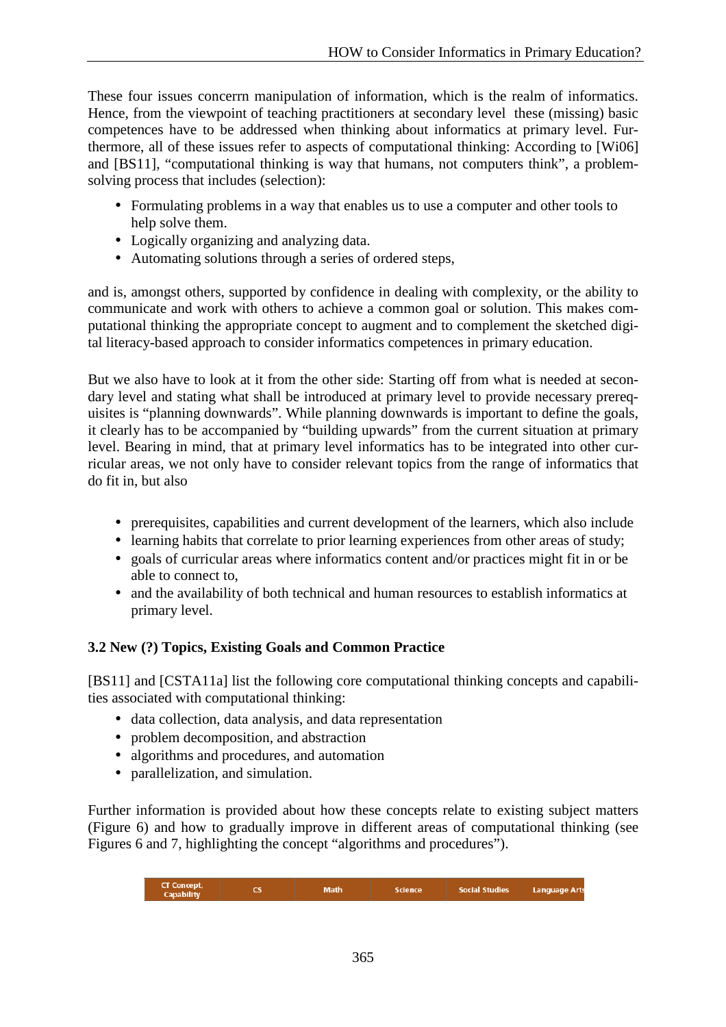These four issues concerrn manipulation of information, which is the realm of informatics. Hence, from the viewpoint of teaching practitioners at secondary level these (missing) basic competences have to be addressed when thinking about informatics at primary level. Furthermore, all of these issues refer to aspects of computational thinking: According to [Wi06] and [BS11], "computational thinking is way that humans, not computers think", a problem-solving process that includes (selection):

- Formulating problems in a way that enables us to use a computer and other tools to help solve them.
- Logically organizing and analyzing data.
- Automating solutions through a series of ordered steps,

and is, amongst others, supported by confidence in dealing with complexity, or the ability to communicate and work with others to achieve a common goal or solution. This makes computational thinking the appropriate concept to augment and to complement the sketched digital literacy-based approach to consider informatics competences in primary education.

But we also have to look at it from the other side: Starting off from what is needed at secondary level and stating what shall be introduced at primary level to provide necessary prerequisites is "planning downwards". While planning downwards is important to define the goals, it clearly has to be accompanied by "building upwards" from the current situation at primary level. Bearing in mind, that at primary level informatics has to be integrated into other curricular areas, we not only have to consider relevant topics from the range of informatics that do fit in, but also

- prerequisites, capabilities and current development of the learners, which also include
- learning habits that correlate to prior learning experiences from other areas of study;
- goals of curricular areas where informatics content and/or practices might fit in or be able to connect to,
- and the availability of both technical and human resources to establish informatics at primary level.

### 3.2 New (?) Topics, Existing Goals and Common Practice

[BS11] and [CSTA11a] list the following core computational thinking concepts and capabilities associated with computational thinking:

- data collection, data analysis, and data representation
- problem decomposition, and abstraction
- algorithms and procedures, and automation
- parallelization, and simulation.

Further information is provided about how these concepts relate to existing subject matters (Figure 6) and how to gradually improve in different areas of computational thinking (see Figures 6 and 7, highlighting the concept "algorithms and procedures").

| CT Concept, Capability | CS | Math | Science | Social Studies | Language Arts |
|---|---|---|---|---|---|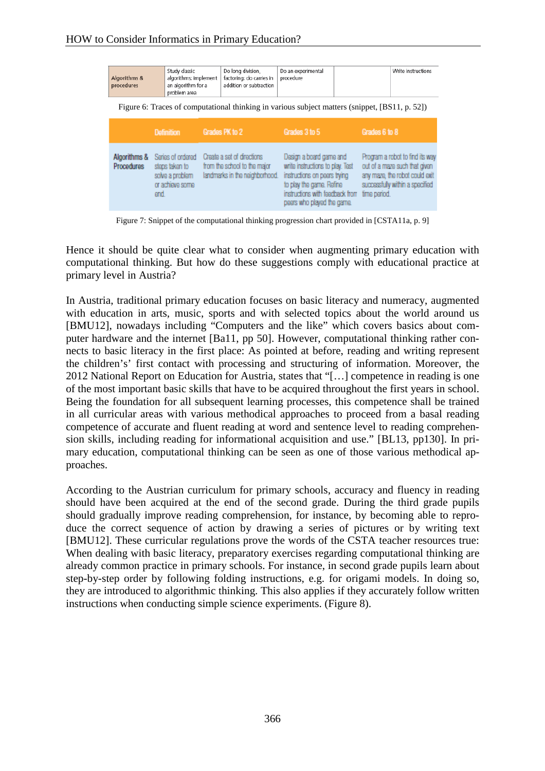| Algorithms & procedures | Study classic algorithms; implement an algorithm for a problem area | Do long division, factoring; do carries in addition or subtraction | Do an experimental procedure | | Write instructions |
|---|---|---|---|---|---|

Figure 6: Traces of computational thinking in various subject matters (snippet, [BS11, p. 52])

| | Definition | Grades PK to 2 | Grades 3 to 5 | Grades 6 to 8 |
|---|---|---|---|---|
| Algorithms & Procedures | Series of ordered steps taken to solve a problem or achieve some end. | Create a set of directions from the school to the major landmarks in the neighborhood. | Design a board game and write instructions to play. Test instructions on peers trying to play the game. Refine instructions with feedback from peers who played the game. | Program a robot to find its way out of a maze such that given any maze, the robot could exit successfully within a specified time period. |

Figure 7: Snippet of the computational thinking progression chart provided in [CSTA11a, p. 9]

Hence it should be quite clear what to consider when augmenting primary education with computational thinking. But how do these suggestions comply with educational practice at primary level in Austria?

In Austria, traditional primary education focuses on basic literacy and numeracy, augmented with education in arts, music, sports and with selected topics about the world around us [BMU12], nowadays including "Computers and the like" which covers basics about computer hardware and the internet [Ba11, pp 50]. However, computational thinking rather connects to basic literacy in the first place: As pointed at before, reading and writing represent the children's' first contact with processing and structuring of information. Moreover, the 2012 National Report on Education for Austria, states that "[…] competence in reading is one of the most important basic skills that have to be acquired throughout the first years in school. Being the foundation for all subsequent learning processes, this competence shall be trained in all curricular areas with various methodical approaches to proceed from a basal reading competence of accurate and fluent reading at word and sentence level to reading comprehension skills, including reading for informational acquisition and use." [BL13, pp130]. In primary education, computational thinking can be seen as one of those various methodical approaches.

According to the Austrian curriculum for primary schools, accuracy and fluency in reading should have been acquired at the end of the second grade. During the third grade pupils should gradually improve reading comprehension, for instance, by becoming able to reproduce the correct sequence of action by drawing a series of pictures or by writing text [BMU12]. These curricular regulations prove the words of the CSTA teacher resources true: When dealing with basic literacy, preparatory exercises regarding computational thinking are already common practice in primary schools. For instance, in second grade pupils learn about step-by-step order by following folding instructions, e.g. for origami models. In doing so, they are introduced to algorithmic thinking. This also applies if they accurately follow written instructions when conducting simple science experiments. (Figure 8).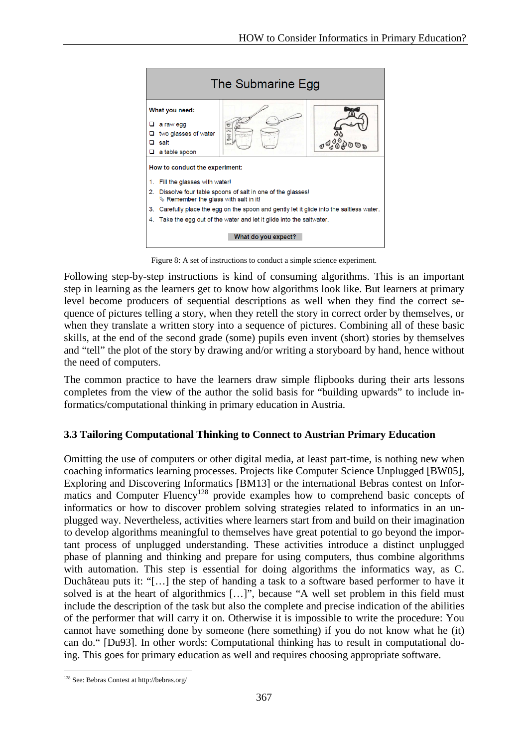**The Submarine Egg**

**What you need:**

- a raw egg
- two glasses of water
- salt
- a table spoon

**How to conduct the experiment:**

1. Fill the glasses with water!
2. Dissolve four table spoons of salt in one of the glasses!
   ✎ Remember the glass with salt in it!
3. Carefully place the egg on the spoon and gently let it glide into the saltless water.
4. Take the egg out of the water and let it glide into the saltwater.

**What do you expect?**

Figure 8: A set of instructions to conduct a simple science experiment.

Following step-by-step instructions is kind of consuming algorithms. This is an important step in learning as the learners get to know how algorithms look like. But learners at primary level become producers of sequential descriptions as well when they find the correct sequence of pictures telling a story, when they retell the story in correct order by themselves, or when they translate a written story into a sequence of pictures. Combining all of these basic skills, at the end of the second grade (some) pupils even invent (short) stories by themselves and "tell" the plot of the story by drawing and/or writing a storyboard by hand, hence without the need of computers.

The common practice to have the learners draw simple flipbooks during their arts lessons completes from the view of the author the solid basis for "building upwards" to include informatics/computational thinking in primary education in Austria.

### 3.3 Tailoring Computational Thinking to Connect to Austrian Primary Education

Omitting the use of computers or other digital media, at least part-time, is nothing new when coaching informatics learning processes. Projects like Computer Science Unplugged [BW05], Exploring and Discovering Informatics [BM13] or the international Bebras contest on Informatics and Computer Fluency[128] provide examples how to comprehend basic concepts of informatics or how to discover problem solving strategies related to informatics in an unplugged way. Nevertheless, activities where learners start from and build on their imagination to develop algorithms meaningful to themselves have great potential to go beyond the important process of unplugged understanding. These activities introduce a distinct unplugged phase of planning and thinking and prepare for using computers, thus combine algorithms with automation. This step is essential for doing algorithms the informatics way, as C. Duchâteau puts it: "[…] the step of handing a task to a software based performer to have it solved is at the heart of algorithmics […]", because "A well set problem in this field must include the description of the task but also the complete and precise indication of the abilities of the performer that will carry it on. Otherwise it is impossible to write the procedure: You cannot have something done by someone (here something) if you do not know what he (it) can do." [Du93]. In other words: Computational thinking has to result in computational doing. This goes for primary education as well and requires choosing appropriate software.

[128] See: Bebras Contest at http://bebras.org/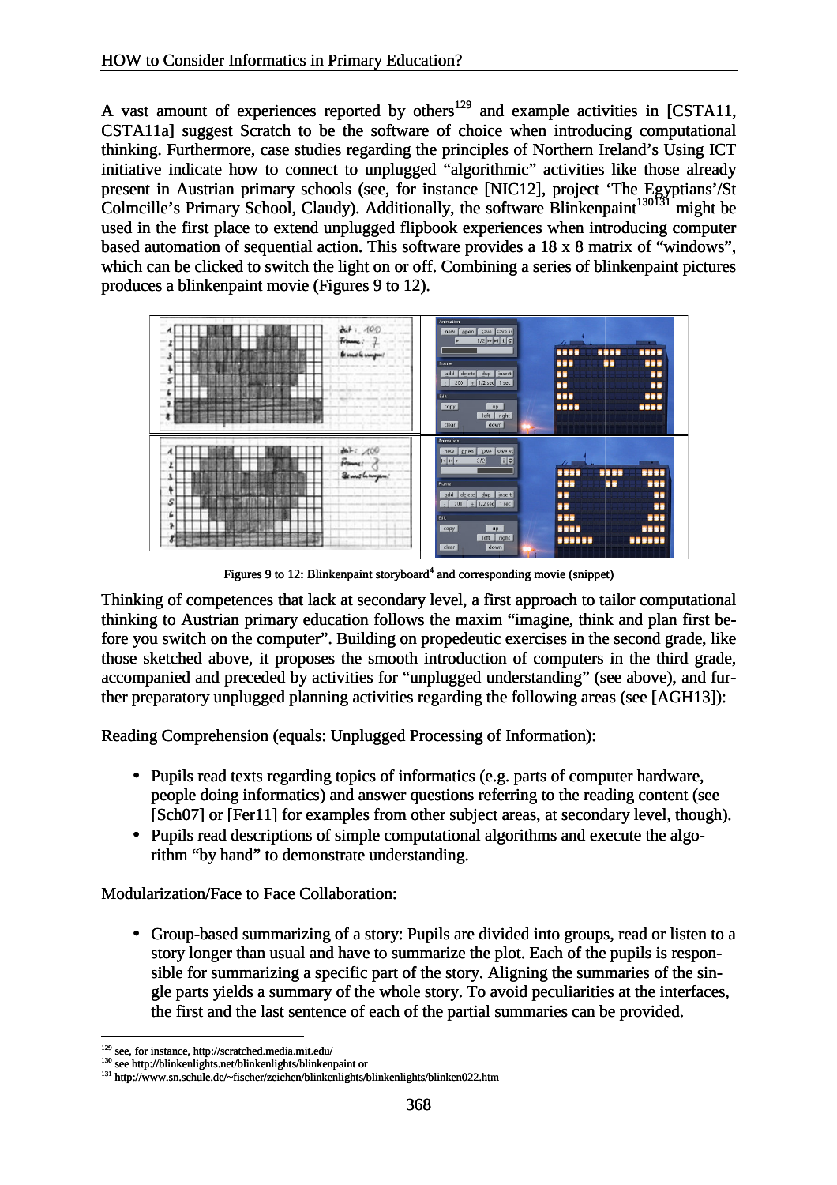A vast amount of experiences reported by others[129] and example activities in [CSTA11, CSTA11a] suggest Scratch to be the software of choice when introducing computational thinking. Furthermore, case studies regarding the principles of Northern Ireland's Using ICT initiative indicate how to connect to unplugged "algorithmic" activities like those already present in Austrian primary schools (see, for instance [NIC12], project 'The Egyptians'/St Colmcille's Primary School, Claudy). Additionally, the software Blinkenpaint[130][131] might be used in the first place to extend unplugged flipbook experiences when introducing computer based automation of sequential action. This software provides a 18 x 8 matrix of "windows", which can be clicked to switch the light on or off. Combining a series of blinkenpaint pictures produces a blinkenpaint movie (Figures 9 to 12).

Figures 9 to 12: Blinkenpaint storyboard[4] and corresponding movie (snippet)

Thinking of competences that lack at secondary level, a first approach to tailor computational thinking to Austrian primary education follows the maxim "imagine, think and plan first before you switch on the computer". Building on propedeutic exercises in the second grade, like those sketched above, it proposes the smooth introduction of computers in the third grade, accompanied and preceded by activities for "unplugged understanding" (see above), and further preparatory unplugged planning activities regarding the following areas (see [AGH13]):

Reading Comprehension (equals: Unplugged Processing of Information):

- Pupils read texts regarding topics of informatics (e.g. parts of computer hardware, people doing informatics) and answer questions referring to the reading content (see [Sch07] or [Fer11] for examples from other subject areas, at secondary level, though).
- Pupils read descriptions of simple computational algorithms and execute the algorithm "by hand" to demonstrate understanding.

Modularization/Face to Face Collaboration:

- Group-based summarizing of a story: Pupils are divided into groups, read or listen to a story longer than usual and have to summarize the plot. Each of the pupils is responsible for summarizing a specific part of the story. Aligning the summaries of the single parts yields a summary of the whole story. To avoid peculiarities at the interfaces, the first and the last sentence of each of the partial summaries can be provided.

---

[129] see, for instance, http://scratched.media.mit.edu/

[130] see http://blinkenlights.net/blinkenlights/blinkenpaint or

[131] http://www.sn.schule.de/~fischer/zeichen/blinkenlights/blinkenlights/blinken022.htm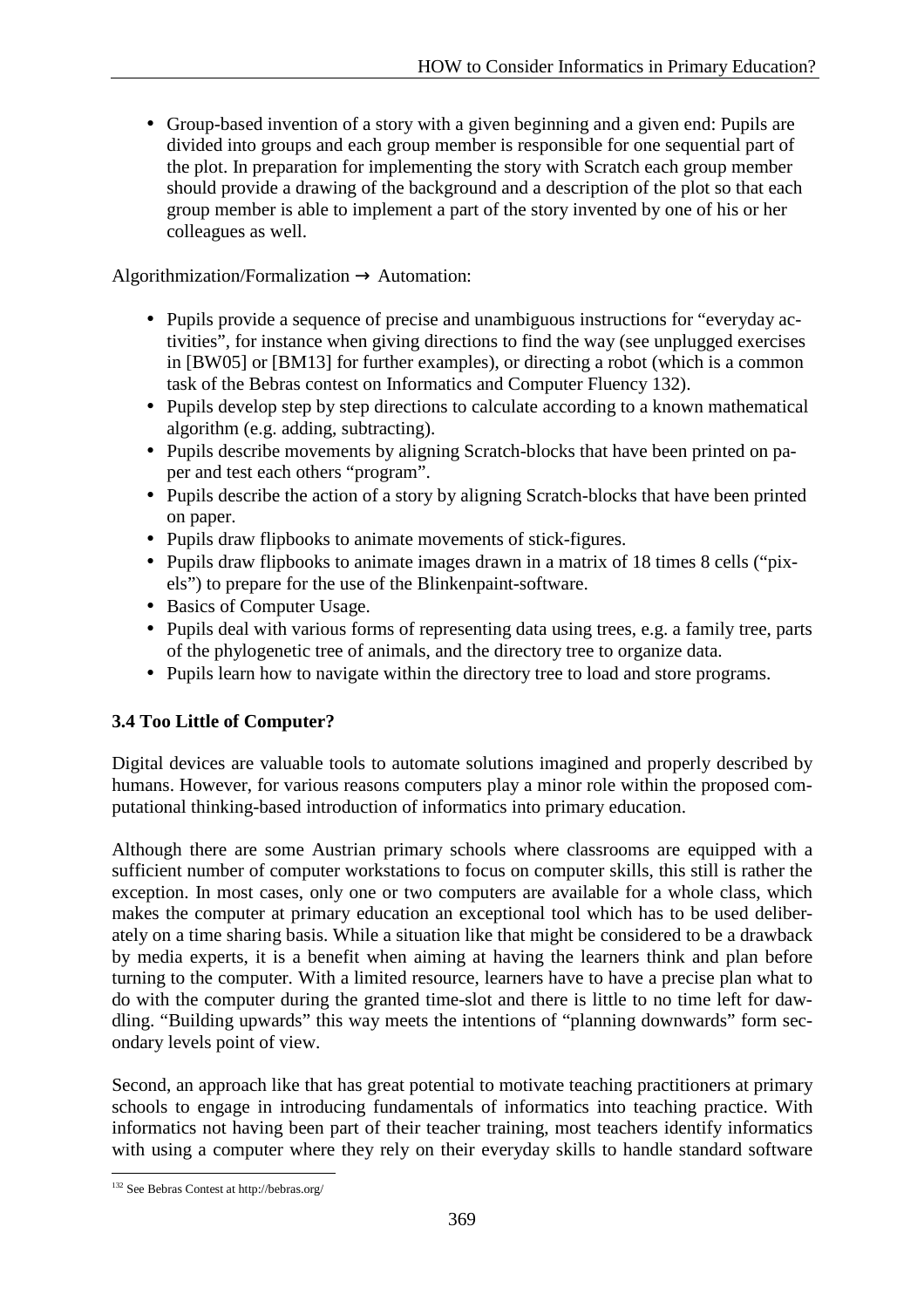- Group-based invention of a story with a given beginning and a given end: Pupils are divided into groups and each group member is responsible for one sequential part of the plot. In preparation for implementing the story with Scratch each group member should provide a drawing of the background and a description of the plot so that each group member is able to implement a part of the story invented by one of his or her colleagues as well.

Algorithmization/Formalization → Automation:

- Pupils provide a sequence of precise and unambiguous instructions for "everyday activities", for instance when giving directions to find the way (see unplugged exercises in [BW05] or [BM13] for further examples), or directing a robot (which is a common task of the Bebras contest on Informatics and Computer Fluency 132).
- Pupils develop step by step directions to calculate according to a known mathematical algorithm (e.g. adding, subtracting).
- Pupils describe movements by aligning Scratch-blocks that have been printed on paper and test each others "program".
- Pupils describe the action of a story by aligning Scratch-blocks that have been printed on paper.
- Pupils draw flipbooks to animate movements of stick-figures.
- Pupils draw flipbooks to animate images drawn in a matrix of 18 times 8 cells ("pixels") to prepare for the use of the Blinkenpaint-software.
- Basics of Computer Usage.
- Pupils deal with various forms of representing data using trees, e.g. a family tree, parts of the phylogenetic tree of animals, and the directory tree to organize data.
- Pupils learn how to navigate within the directory tree to load and store programs.

### 3.4 Too Little of Computer?

Digital devices are valuable tools to automate solutions imagined and properly described by humans. However, for various reasons computers play a minor role within the proposed computational thinking-based introduction of informatics into primary education.

Although there are some Austrian primary schools where classrooms are equipped with a sufficient number of computer workstations to focus on computer skills, this still is rather the exception. In most cases, only one or two computers are available for a whole class, which makes the computer at primary education an exceptional tool which has to be used deliberately on a time sharing basis. While a situation like that might be considered to be a drawback by media experts, it is a benefit when aiming at having the learners think and plan before turning to the computer. With a limited resource, learners have to have a precise plan what to do with the computer during the granted time-slot and there is little to no time left for dawdling. "Building upwards" this way meets the intentions of "planning downwards" form secondary levels point of view.

Second, an approach like that has great potential to motivate teaching practitioners at primary schools to engage in introducing fundamentals of informatics into teaching practice. With informatics not having been part of their teacher training, most teachers identify informatics with using a computer where they rely on their everyday skills to handle standard software

[132] See Bebras Contest at http://bebras.org/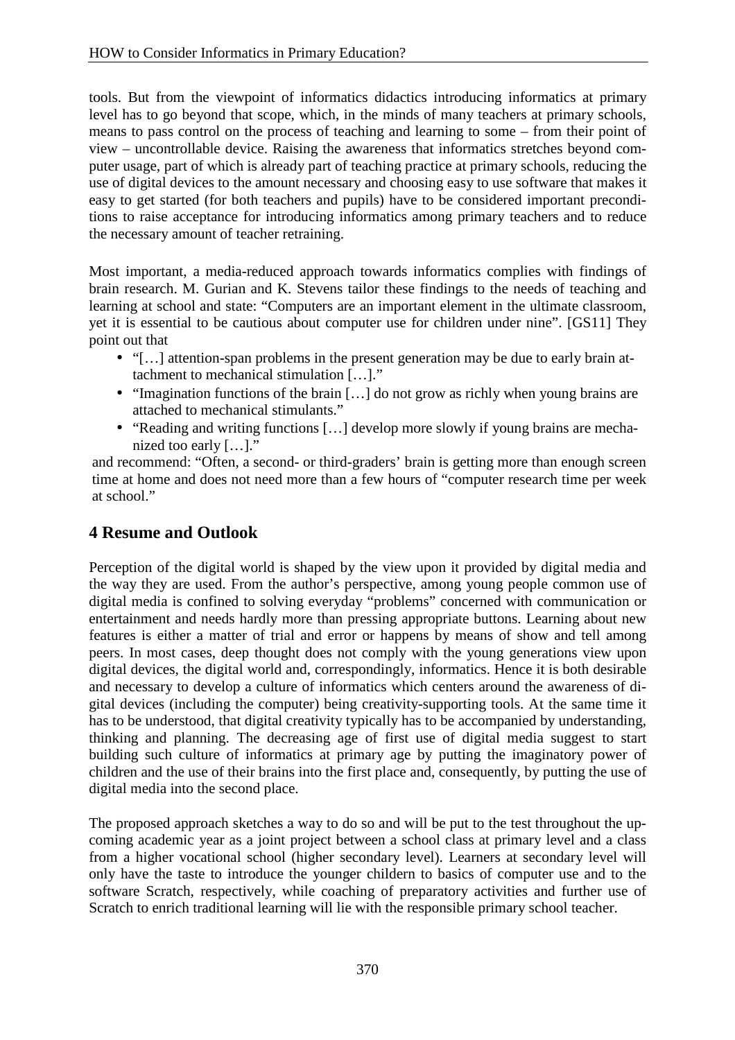tools. But from the viewpoint of informatics didactics introducing informatics at primary level has to go beyond that scope, which, in the minds of many teachers at primary schools, means to pass control on the process of teaching and learning to some – from their point of view – uncontrollable device. Raising the awareness that informatics stretches beyond computer usage, part of which is already part of teaching practice at primary schools, reducing the use of digital devices to the amount necessary and choosing easy to use software that makes it easy to get started (for both teachers and pupils) have to be considered important preconditions to raise acceptance for introducing informatics among primary teachers and to reduce the necessary amount of teacher retraining.

Most important, a media-reduced approach towards informatics complies with findings of brain research. M. Gurian and K. Stevens tailor these findings to the needs of teaching and learning at school and state: "Computers are an important element in the ultimate classroom, yet it is essential to be cautious about computer use for children under nine". [GS11] They point out that

- "[…] attention-span problems in the present generation may be due to early brain attachment to mechanical stimulation […]."
- "Imagination functions of the brain […] do not grow as richly when young brains are attached to mechanical stimulants."
- "Reading and writing functions […] develop more slowly if young brains are mechanized too early […]."

and recommend: "Often, a second- or third-graders' brain is getting more than enough screen time at home and does not need more than a few hours of "computer research time per week at school."

## 4 Resume and Outlook

Perception of the digital world is shaped by the view upon it provided by digital media and the way they are used. From the author's perspective, among young people common use of digital media is confined to solving everyday "problems" concerned with communication or entertainment and needs hardly more than pressing appropriate buttons. Learning about new features is either a matter of trial and error or happens by means of show and tell among peers. In most cases, deep thought does not comply with the young generations view upon digital devices, the digital world and, correspondingly, informatics. Hence it is both desirable and necessary to develop a culture of informatics which centers around the awareness of digital devices (including the computer) being creativity-supporting tools. At the same time it has to be understood, that digital creativity typically has to be accompanied by understanding, thinking and planning. The decreasing age of first use of digital media suggest to start building such culture of informatics at primary age by putting the imaginatory power of children and the use of their brains into the first place and, consequently, by putting the use of digital media into the second place.

The proposed approach sketches a way to do so and will be put to the test throughout the upcoming academic year as a joint project between a school class at primary level and a class from a higher vocational school (higher secondary level). Learners at secondary level will only have the taste to introduce the younger childern to basics of computer use and to the software Scratch, respectively, while coaching of preparatory activities and further use of Scratch to enrich traditional learning will lie with the responsible primary school teacher.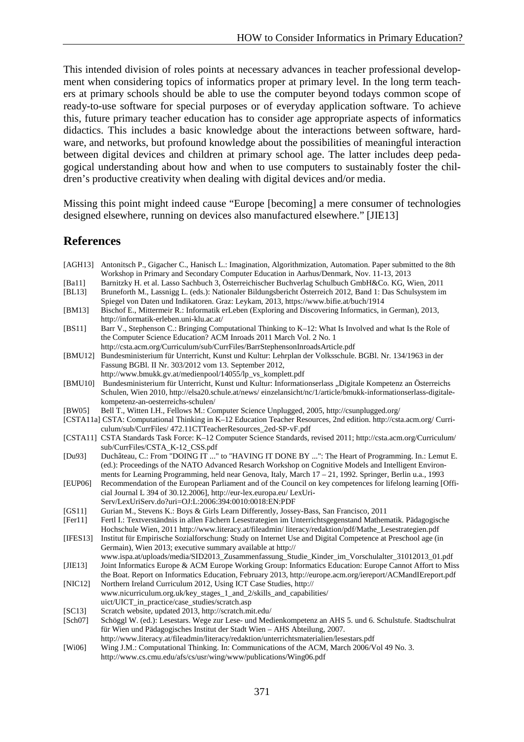This intended division of roles points at necessary advances in teacher professional development when considering topics of informatics proper at primary level. In the long term teachers at primary schools should be able to use the computer beyond todays common scope of ready-to-use software for special purposes or of everyday application software. To achieve this, future primary teacher education has to consider age appropriate aspects of informatics didactics. This includes a basic knowledge about the interactions between software, hardware, and networks, but profound knowledge about the possibilities of meaningful interaction between digital devices and children at primary school age. The latter includes deep pedagogical understanding about how and when to use computers to sustainably foster the children's productive creativity when dealing with digital devices and/or media.

Missing this point might indeed cause "Europe [becoming] a mere consumer of technologies designed elsewhere, running on devices also manufactured elsewhere." [JIE13]

## References

[AGH13] Antonitsch P., Gigacher C., Hanisch L.: Imagination, Algorithmization, Automation. Paper submitted to the 8th Workshop in Primary and Secondary Computer Education in Aarhus/Denmark, Nov. 11-13, 2013

[Ba11] Barnitzky H. et al. Lasso Sachbuch 3, Österreichischer Buchverlag Schulbuch GmbH&Co. KG, Wien, 2011

[BL13] Bruneforth M., Lassnigg L. (eds.): Nationaler Bildungsbericht Österreich 2012, Band 1: Das Schulsystem im Spiegel von Daten und Indikatoren. Graz: Leykam, 2013, https://www.bifie.at/buch/1914

[BM13] Bischof E., Mittermeir R.: Informatik erLeben (Exploring and Discovering Informatics, in German), 2013, http://informatik-erleben.uni-klu.ac.at/

[BS11] Barr V., Stephenson C.: Bringing Computational Thinking to K–12: What Is Involved and what Is the Role of the Computer Science Education? ACM Inroads 2011 March Vol. 2 No. 1 http://csta.acm.org/Curriculum/sub/CurrFiles/BarrStephensonInroadsArticle.pdf

[BMU12] Bundesministerium für Unterricht, Kunst und Kultur: Lehrplan der Volksschule. BGBl. Nr. 134/1963 in der Fassung BGBl. II Nr. 303/2012 vom 13. September 2012, http://www.bmukk.gv.at/medienpool/14055/lp_vs_komplett.pdf

[BMU10] Bundesministerium für Unterricht, Kunst und Kultur: Informationserlass „Digitale Kompetenz an Österreichs Schulen, Wien 2010, http://elsa20.schule.at/news/ einzelansicht/nc/1/article/bmukk-informationserlass-digitale-kompetenz-an-oesterreichs-schulen/

[BW05] Bell T., Witten I.H., Fellows M.: Computer Science Unplugged, 2005, http://csunplugged.org/

[CSTA11a] CSTA: Computational Thinking in K–12 Education Teacher Resources, 2nd edition. http://csta.acm.org/ Curriculum/sub/CurrFiles/ 472.11CTTeacherResources_2ed-SP-vF.pdf

[CSTA11] CSTA Standards Task Force: K–12 Computer Science Standards, revised 2011; http://csta.acm.org/Curriculum/ sub/CurrFiles/CSTA_K-12_CSS.pdf

[Du93] Duchâteau, C.: From "DOING IT ..." to "HAVING IT DONE BY ...": The Heart of Programming. In.: Lemut E. (ed.): Proceedings of the NATO Advanced Resarch Workshop on Cognitive Models and Intelligent Environments for Learning Programming, held near Genova, Italy, March 17 – 21, 1992. Springer, Berlin u.a., 1993

[EUP06] Recommendation of the European Parliament and of the Council on key competences for lifelong learning [Official Journal L 394 of 30.12.2006], http://eur-lex.europa.eu/ LexUri-Serv/LexUriServ.do?uri=OJ:L:2006:394:0010:0018:EN:PDF

[GS11] Gurian M., Stevens K.: Boys & Girls Learn Differently, Jossey-Bass, San Francisco, 2011

[Fer11] Fertl I.: Textverständnis in allen Fächern Lesestrategien im Unterrichtsgegenstand Mathematik. Pädagogische Hochschule Wien, 2011 http://www.literacy.at/fileadmin/ literacy/redaktion/pdf/Mathe_Lesestrategien.pdf

[IFES13] Institut für Empirische Sozialforschung: Study on Internet Use and Digital Competence at Preschool age (in Germain), Wien 2013; executive summary available at http:// www.ispa.at/uploads/media/SID2013_Zusammenfassung_Studie_Kinder_im_Vorschulalter_31012013_01.pdf

[JIE13] Joint Informatics Europe & ACM Europe Working Group: Informatics Education: Europe Cannot Afford to Miss the Boat. Report on Informatics Education, February 2013, http://europe.acm.org/iereport/ACMandIEreport.pdf

[NIC12] Northern Ireland Curriculum 2012, Using ICT Case Studies, http:// www.nicurriculum.org.uk/key_stages_1_and_2/skills_and_capabilities/ uict/UICT_in_practice/case_studies/scratch.asp

[SC13] Scratch website, updated 2013, http://scratch.mit.edu/

[Sch07] Schöggl W. (ed.): Lesestars. Wege zur Lese- und Medienkompetenz an AHS 5. und 6. Schulstufe. Stadtschulrat für Wien und Pädagogisches Institut der Stadt Wien – AHS Abteilung, 2007. http://www.literacy.at/fileadmin/literacy/redaktion/unterrichtsmaterialien/lesestars.pdf

[Wi06] Wing J.M.: Computational Thinking. In: Communications of the ACM, March 2006/Vol 49 No. 3. http://www.cs.cmu.edu/afs/cs/usr/wing/www/publications/Wing06.pdf